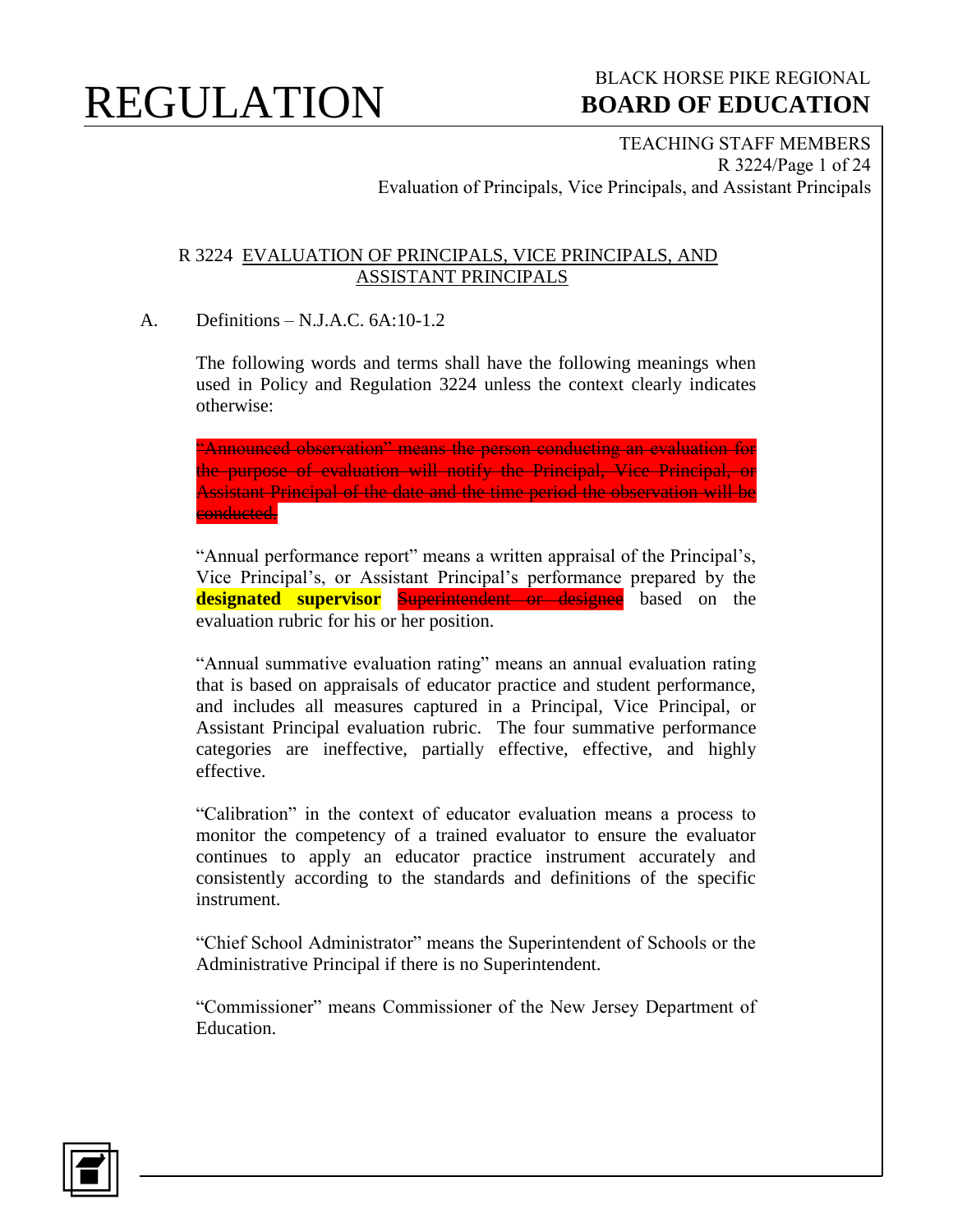# REGULATION

BLACK HORSE PIKE REGIONAL
**BOARD OF EDUCATION**

TEACHING STAFF MEMBERS
Evaluation of Principals, Vice Principals, and Assistant Principals

## R 3224 EVALUATION OF PRINCIPALS, VICE PRINCIPALS, AND ASSISTANT PRINCIPALS

A. Definitions – N.J.A.C. 6A:10-1.2

The following words and terms shall have the following meanings when used in Policy and Regulation 3224 unless the context clearly indicates otherwise:

~~"Announced observation" means the person conducting an evaluation for the purpose of evaluation will notify the Principal, Vice Principal, or Assistant Principal of the date and the time period the observation will be conducted.~~

"Annual performance report" means a written appraisal of the Principal's, Vice Principal's, or Assistant Principal's performance prepared by the **designated supervisor** ~~Superintendent or designee~~ based on the evaluation rubric for his or her position.

"Annual summative evaluation rating" means an annual evaluation rating that is based on appraisals of educator practice and student performance, and includes all measures captured in a Principal, Vice Principal, or Assistant Principal evaluation rubric. The four summative performance categories are ineffective, partially effective, effective, and highly effective.

"Calibration" in the context of educator evaluation means a process to monitor the competency of a trained evaluator to ensure the evaluator continues to apply an educator practice instrument accurately and consistently according to the standards and definitions of the specific instrument.

"Chief School Administrator" means the Superintendent of Schools or the Administrative Principal if there is no Superintendent.

"Commissioner" means Commissioner of the New Jersey Department of Education.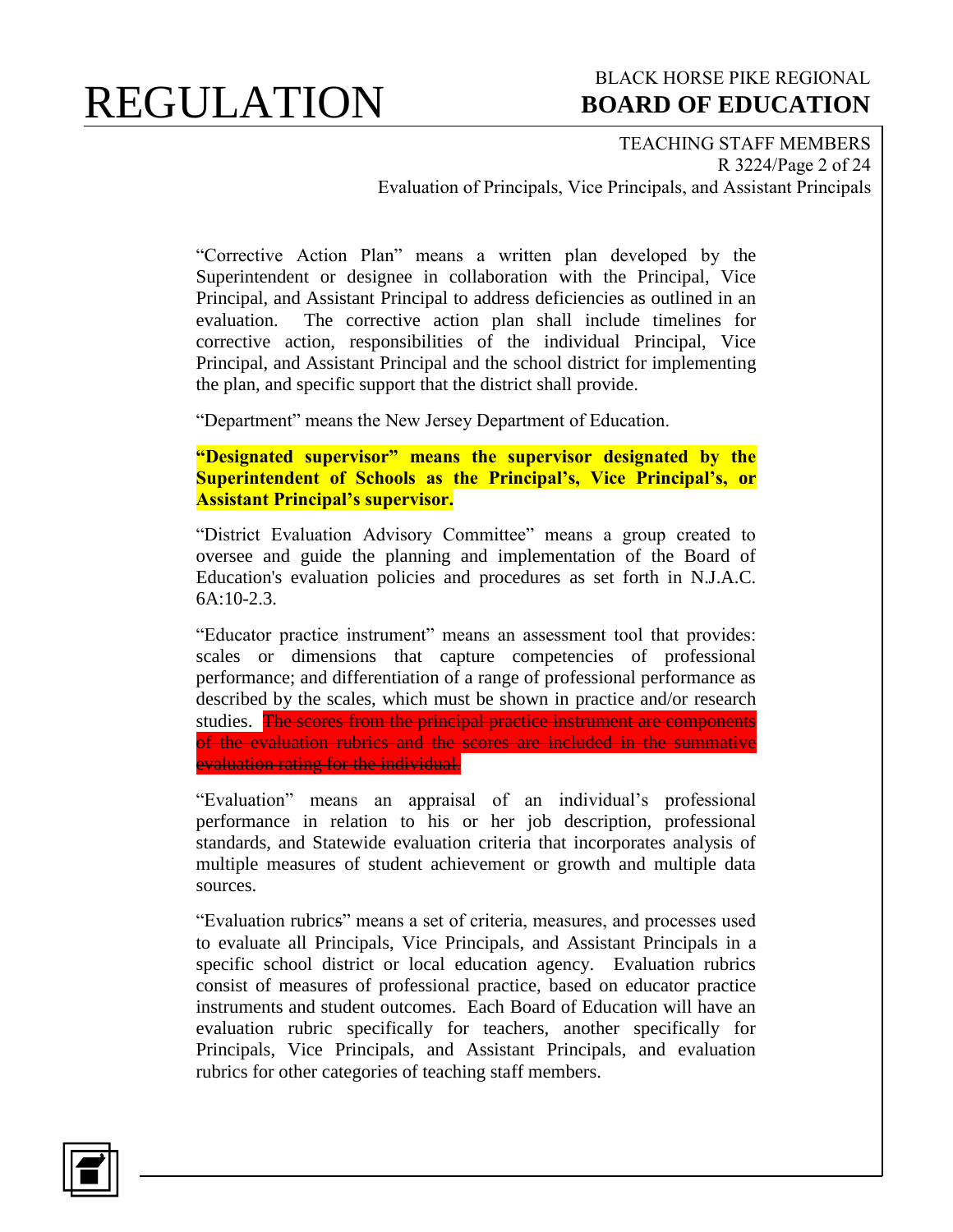"Corrective Action Plan" means a written plan developed by the Superintendent or designee in collaboration with the Principal, Vice Principal, and Assistant Principal to address deficiencies as outlined in an evaluation. The corrective action plan shall include timelines for corrective action, responsibilities of the individual Principal, Vice Principal, and Assistant Principal and the school district for implementing the plan, and specific support that the district shall provide.

"Department" means the New Jersey Department of Education.

**"Designated supervisor" means the supervisor designated by the Superintendent of Schools as the Principal's, Vice Principal's, or Assistant Principal's supervisor.**

"District Evaluation Advisory Committee" means a group created to oversee and guide the planning and implementation of the Board of Education's evaluation policies and procedures as set forth in N.J.A.C. 6A:10-2.3.

"Educator practice instrument" means an assessment tool that provides: scales or dimensions that capture competencies of professional performance; and differentiation of a range of professional performance as described by the scales, which must be shown in practice and/or research studies. ~~The scores from the principal practice instrument are components of the evaluation rubrics and the scores are included in the summative evaluation rating for the individual.~~

"Evaluation" means an appraisal of an individual's professional performance in relation to his or her job description, professional standards, and Statewide evaluation criteria that incorporates analysis of multiple measures of student achievement or growth and multiple data sources.

"Evaluation rubrics" means a set of criteria, measures, and processes used to evaluate all Principals, Vice Principals, and Assistant Principals in a specific school district or local education agency. Evaluation rubrics consist of measures of professional practice, based on educator practice instruments and student outcomes. Each Board of Education will have an evaluation rubric specifically for teachers, another specifically for Principals, Vice Principals, and Assistant Principals, and evaluation rubrics for other categories of teaching staff members.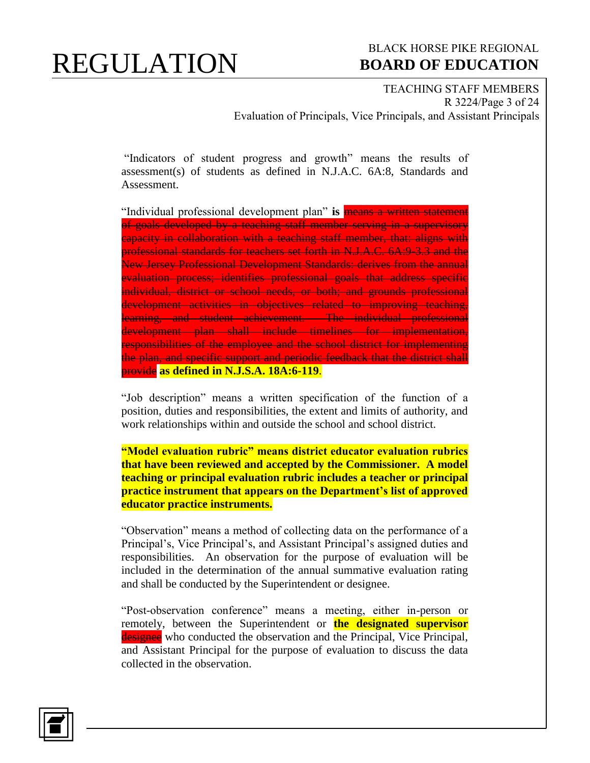"Indicators of student progress and growth" means the results of assessment(s) of students as defined in N.J.A.C. 6A:8, Standards and Assessment.

"Individual professional development plan" **is** ~~means a written statement of goals developed by a teaching staff member serving in a supervisory capacity in collaboration with a teaching staff member, that: aligns with professional standards for teachers set forth in N.J.A.C. 6A:9-3.3 and the New Jersey Professional Development Standards: derives from the annual evaluation process; identifies professional goals that address specific individual, district or school needs, or both; and grounds professional development activities in objectives related to improving teaching, learning, and student achievement. The individual professional development plan shall include timelines for implementation, responsibilities of the employee and the school district for implementing the plan, and specific support and periodic feedback that the district shall provide~~ **as defined in N.J.S.A. 18A:6-119**.

"Job description" means a written specification of the function of a position, duties and responsibilities, the extent and limits of authority, and work relationships within and outside the school and school district.

**"Model evaluation rubric" means district educator evaluation rubrics that have been reviewed and accepted by the Commissioner. A model teaching or principal evaluation rubric includes a teacher or principal practice instrument that appears on the Department's list of approved educator practice instruments.**

"Observation" means a method of collecting data on the performance of a Principal's, Vice Principal's, and Assistant Principal's assigned duties and responsibilities. An observation for the purpose of evaluation will be included in the determination of the annual summative evaluation rating and shall be conducted by the Superintendent or designee.

"Post-observation conference" means a meeting, either in-person or remotely, between the Superintendent or **the designated supervisor** ~~designee~~ who conducted the observation and the Principal, Vice Principal, and Assistant Principal for the purpose of evaluation to discuss the data collected in the observation.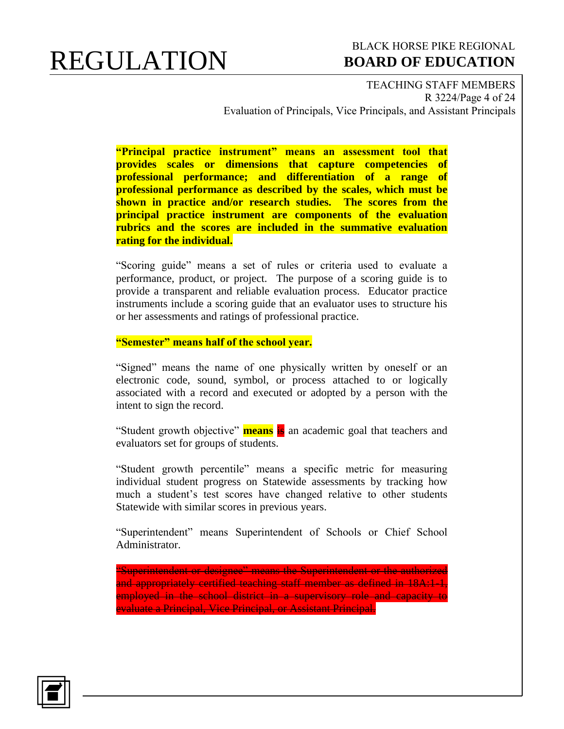**"Principal practice instrument" means an assessment tool that provides scales or dimensions that capture competencies of professional performance; and differentiation of a range of professional performance as described by the scales, which must be shown in practice and/or research studies. The scores from the principal practice instrument are components of the evaluation rubrics and the scores are included in the summative evaluation rating for the individual.**

"Scoring guide" means a set of rules or criteria used to evaluate a performance, product, or project. The purpose of a scoring guide is to provide a transparent and reliable evaluation process. Educator practice instruments include a scoring guide that an evaluator uses to structure his or her assessments and ratings of professional practice.

**"Semester" means half of the school year.**

"Signed" means the name of one physically written by oneself or an electronic code, sound, symbol, or process attached to or logically associated with a record and executed or adopted by a person with the intent to sign the record.

"Student growth objective" **means** ~~is~~ an academic goal that teachers and evaluators set for groups of students.

"Student growth percentile" means a specific metric for measuring individual student progress on Statewide assessments by tracking how much a student's test scores have changed relative to other students Statewide with similar scores in previous years.

"Superintendent" means Superintendent of Schools or Chief School Administrator.

~~"Superintendent or designee" means the Superintendent or the authorized and appropriately certified teaching staff member as defined in 18A:1-1, employed in the school district in a supervisory role and capacity to evaluate a Principal, Vice Principal, or Assistant Principal.~~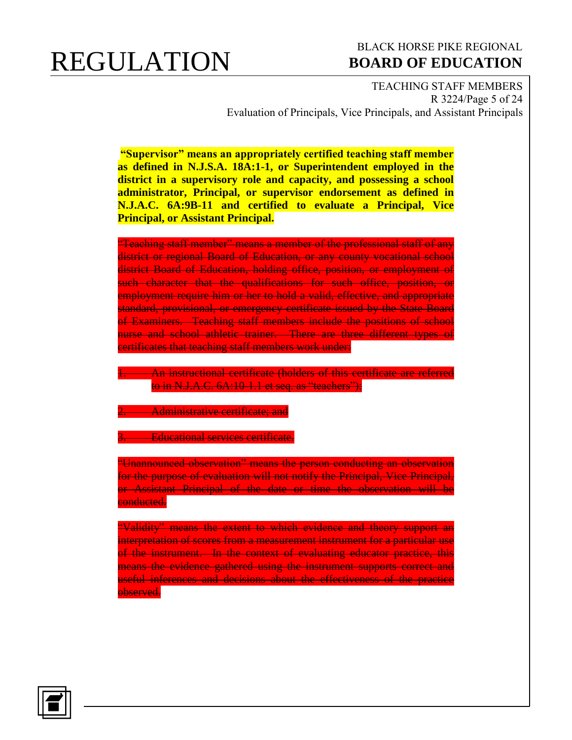**"Supervisor" means an appropriately certified teaching staff member as defined in N.J.S.A. 18A:1-1, or Superintendent employed in the district in a supervisory role and capacity, and possessing a school administrator, Principal, or supervisor endorsement as defined in N.J.A.C. 6A:9B-11 and certified to evaluate a Principal, Vice Principal, or Assistant Principal.**

~~"Teaching staff member" means a member of the professional staff of any district or regional Board of Education, or any county vocational school district Board of Education, holding office, position, or employment of such character that the qualifications for such office, position, or employment require him or her to hold a valid, effective, and appropriate standard, provisional, or emergency certificate issued by the State Board of Examiners. Teaching staff members include the positions of school nurse and school athletic trainer. There are three different types of certificates that teaching staff members work under:~~

1. ~~An instructional certificate (holders of this certificate are referred to in N.J.A.C. 6A:10-1.1 et seq. as "teachers");~~
2. ~~Administrative certificate; and~~
3. ~~Educational services certificate.~~

~~"Unannounced observation" means the person conducting an observation for the purpose of evaluation will not notify the Principal, Vice Principal, or Assistant Principal of the date or time the observation will be conducted.~~

~~"Validity" means the extent to which evidence and theory support an interpretation of scores from a measurement instrument for a particular use of the instrument. In the context of evaluating educator practice, this means the evidence gathered using the instrument supports correct and useful inferences and decisions about the effectiveness of the practice observed.~~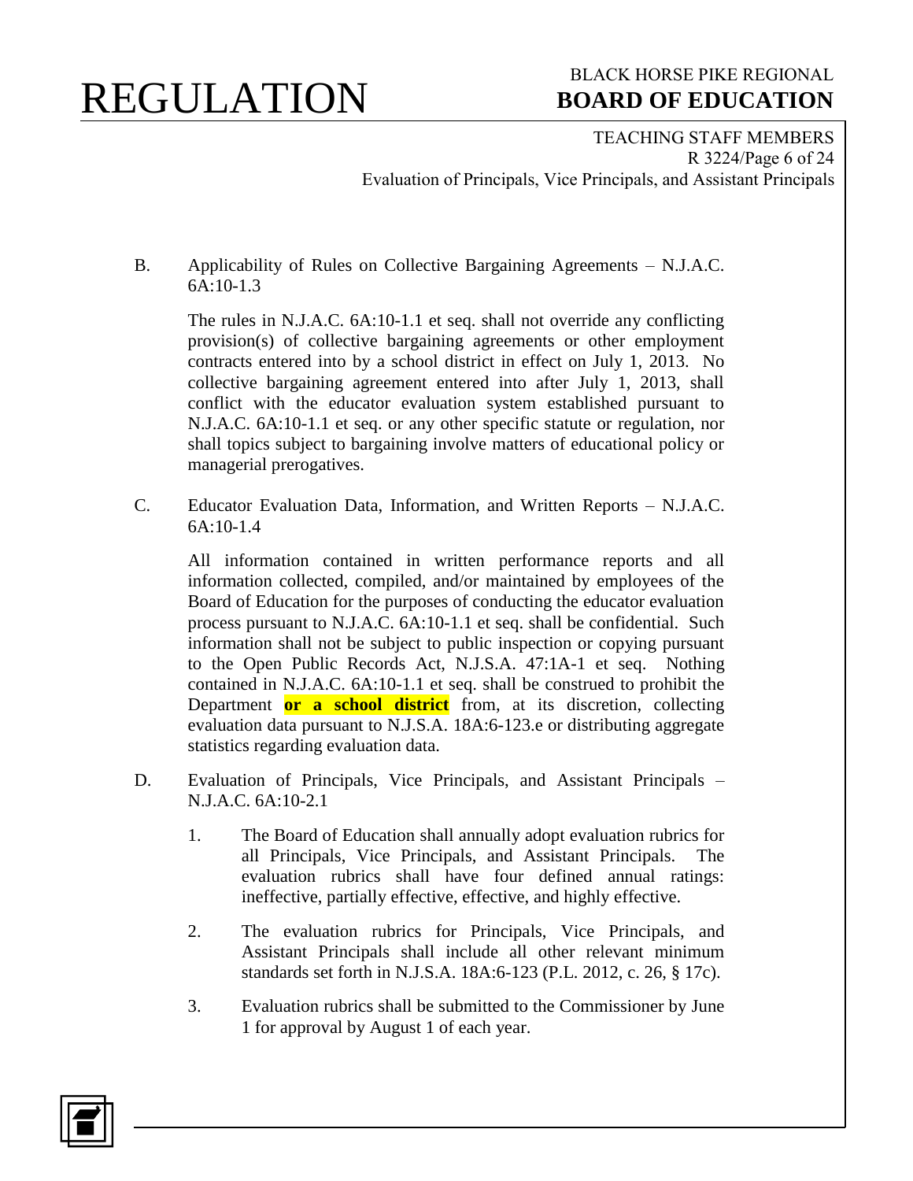B. Applicability of Rules on Collective Bargaining Agreements – N.J.A.C. 6A:10-1.3

The rules in N.J.A.C. 6A:10-1.1 et seq. shall not override any conflicting provision(s) of collective bargaining agreements or other employment contracts entered into by a school district in effect on July 1, 2013. No collective bargaining agreement entered into after July 1, 2013, shall conflict with the educator evaluation system established pursuant to N.J.A.C. 6A:10-1.1 et seq. or any other specific statute or regulation, nor shall topics subject to bargaining involve matters of educational policy or managerial prerogatives.

C. Educator Evaluation Data, Information, and Written Reports – N.J.A.C. 6A:10-1.4

All information contained in written performance reports and all information collected, compiled, and/or maintained by employees of the Board of Education for the purposes of conducting the educator evaluation process pursuant to N.J.A.C. 6A:10-1.1 et seq. shall be confidential. Such information shall not be subject to public inspection or copying pursuant to the Open Public Records Act, N.J.S.A. 47:1A-1 et seq. Nothing contained in N.J.A.C. 6A:10-1.1 et seq. shall be construed to prohibit the Department **or a school district** from, at its discretion, collecting evaluation data pursuant to N.J.S.A. 18A:6-123.e or distributing aggregate statistics regarding evaluation data.

D. Evaluation of Principals, Vice Principals, and Assistant Principals – N.J.A.C. 6A:10-2.1

1. The Board of Education shall annually adopt evaluation rubrics for all Principals, Vice Principals, and Assistant Principals. The evaluation rubrics shall have four defined annual ratings: ineffective, partially effective, effective, and highly effective.

2. The evaluation rubrics for Principals, Vice Principals, and Assistant Principals shall include all other relevant minimum standards set forth in N.J.S.A. 18A:6-123 (P.L. 2012, c. 26, § 17c).

3. Evaluation rubrics shall be submitted to the Commissioner by June 1 for approval by August 1 of each year.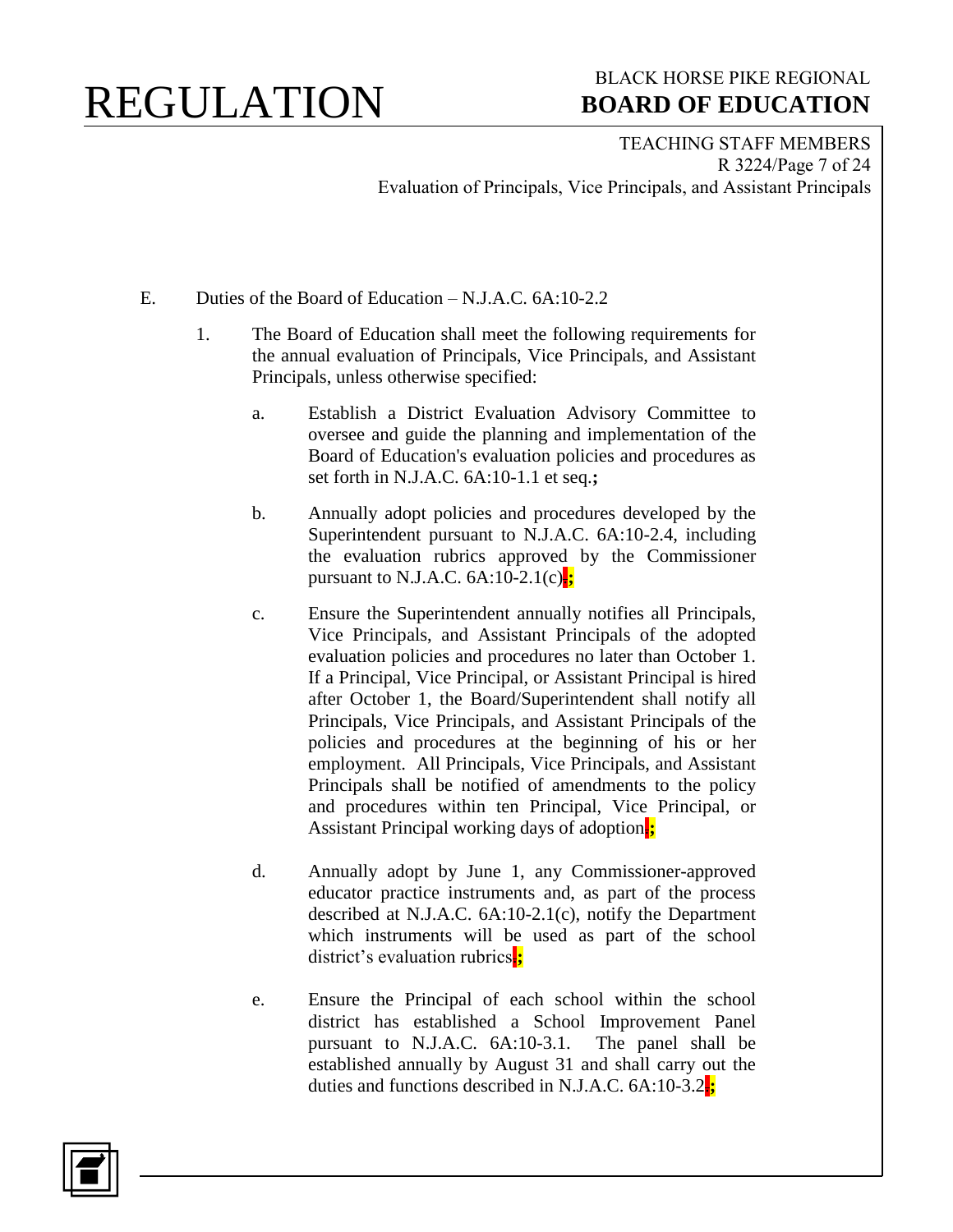E. Duties of the Board of Education – N.J.A.C. 6A:10-2.2

1. The Board of Education shall meet the following requirements for the annual evaluation of Principals, Vice Principals, and Assistant Principals, unless otherwise specified:

   a. Establish a District Evaluation Advisory Committee to oversee and guide the planning and implementation of the Board of Education's evaluation policies and procedures as set forth in N.J.A.C. 6A:10-1.1 et seq.**;**

   b. Annually adopt policies and procedures developed by the Superintendent pursuant to N.J.A.C. 6A:10-2.4, including the evaluation rubrics approved by the Commissioner pursuant to N.J.A.C. 6A:10-2.1(c)**;**

   c. Ensure the Superintendent annually notifies all Principals, Vice Principals, and Assistant Principals of the adopted evaluation policies and procedures no later than October 1. If a Principal, Vice Principal, or Assistant Principal is hired after October 1, the Board/Superintendent shall notify all Principals, Vice Principals, and Assistant Principals of the policies and procedures at the beginning of his or her employment. All Principals, Vice Principals, and Assistant Principals shall be notified of amendments to the policy and procedures within ten Principal, Vice Principal, or Assistant Principal working days of adoption**;**

   d. Annually adopt by June 1, any Commissioner-approved educator practice instruments and, as part of the process described at N.J.A.C. 6A:10-2.1(c), notify the Department which instruments will be used as part of the school district's evaluation rubrics**;**

   e. Ensure the Principal of each school within the school district has established a School Improvement Panel pursuant to N.J.A.C. 6A:10-3.1. The panel shall be established annually by August 31 and shall carry out the duties and functions described in N.J.A.C. 6A:10-3.2**;**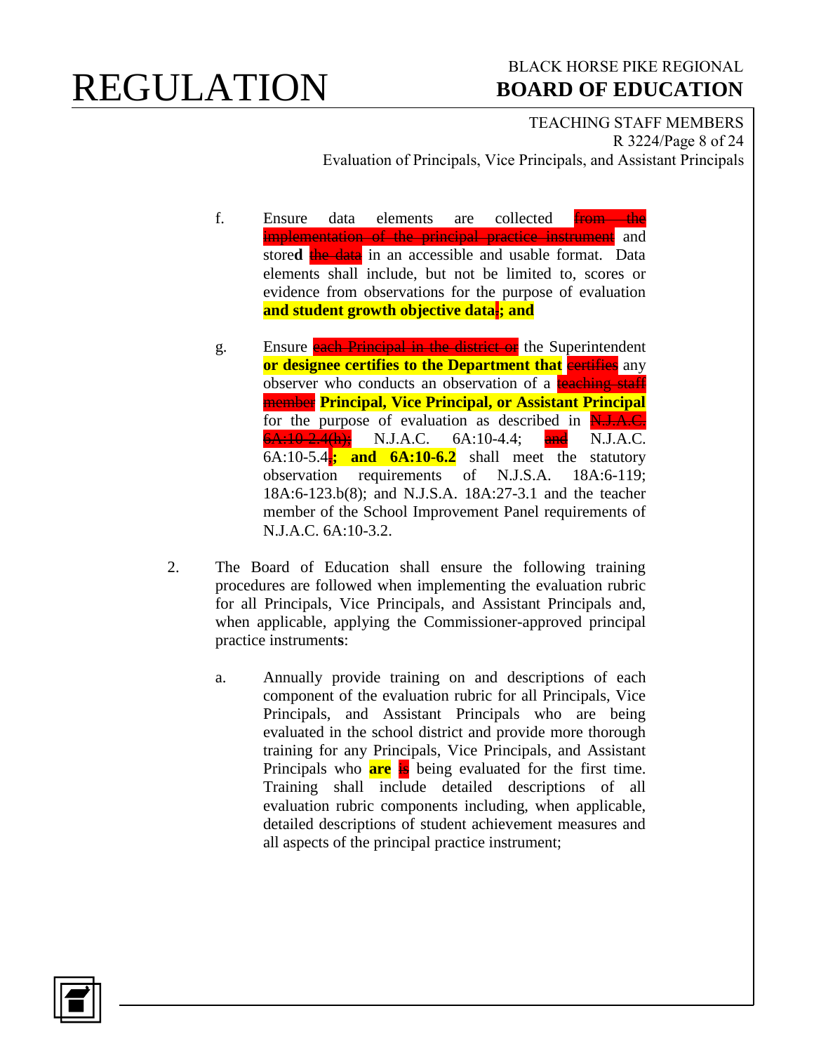f. Ensure data elements are collected ~~from the implementation of the principal practice instrument~~ and store**d** ~~the data~~ in an accessible and usable format. Data elements shall include, but not be limited to, scores or evidence from observations for the purpose of evaluation **and student growth objective data**~~.~~**; and**

g. Ensure ~~each Principal in the district or~~ the Superintendent **or designee certifies to the Department that** ~~certifies~~ any observer who conducts an observation of a ~~teaching staff member~~ **Principal, Vice Principal, or Assistant Principal** for the purpose of evaluation as described in ~~N.J.A.C. 6A:10-2.4(h);~~ N.J.A.C. 6A:10-4.4; ~~and~~ N.J.A.C. 6A:10-5.4**; and 6A:10-6.2** shall meet the statutory observation requirements of N.J.S.A. 18A:6-119; 18A:6-123.b(8); and N.J.S.A. 18A:27-3.1 and the teacher member of the School Improvement Panel requirements of N.J.A.C. 6A:10-3.2.

2. The Board of Education shall ensure the following training procedures are followed when implementing the evaluation rubric for all Principals, Vice Principals, and Assistant Principals and, when applicable, applying the Commissioner-approved principal practice instrument**s**:

   a. Annually provide training on and descriptions of each component of the evaluation rubric for all Principals, Vice Principals, and Assistant Principals who are being evaluated in the school district and provide more thorough training for any Principals, Vice Principals, and Assistant Principals who **are** ~~is~~ being evaluated for the first time. Training shall include detailed descriptions of all evaluation rubric components including, when applicable, detailed descriptions of student achievement measures and all aspects of the principal practice instrument;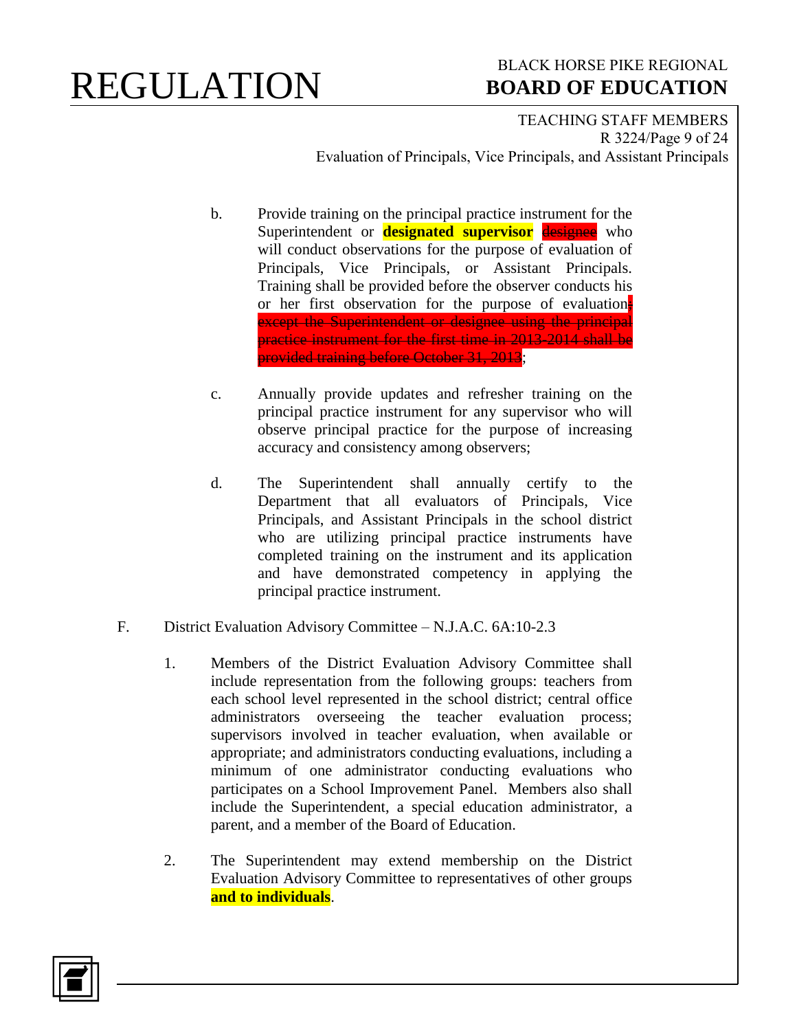b. Provide training on the principal practice instrument for the Superintendent or **designated supervisor** ~~designee~~ who will conduct observations for the purpose of evaluation of Principals, Vice Principals, or Assistant Principals. Training shall be provided before the observer conducts his or her first observation for the purpose of evaluation~~, except the Superintendent or designee using the principal practice instrument for the first time in 2013-2014 shall be provided training before October 31, 2013~~;

c. Annually provide updates and refresher training on the principal practice instrument for any supervisor who will observe principal practice for the purpose of increasing accuracy and consistency among observers;

d. The Superintendent shall annually certify to the Department that all evaluators of Principals, Vice Principals, and Assistant Principals in the school district who are utilizing principal practice instruments have completed training on the instrument and its application and have demonstrated competency in applying the principal practice instrument.

F. District Evaluation Advisory Committee – N.J.A.C. 6A:10-2.3

1. Members of the District Evaluation Advisory Committee shall include representation from the following groups: teachers from each school level represented in the school district; central office administrators overseeing the teacher evaluation process; supervisors involved in teacher evaluation, when available or appropriate; and administrators conducting evaluations, including a minimum of one administrator conducting evaluations who participates on a School Improvement Panel. Members also shall include the Superintendent, a special education administrator, a parent, and a member of the Board of Education.

2. The Superintendent may extend membership on the District Evaluation Advisory Committee to representatives of other groups **and to individuals**.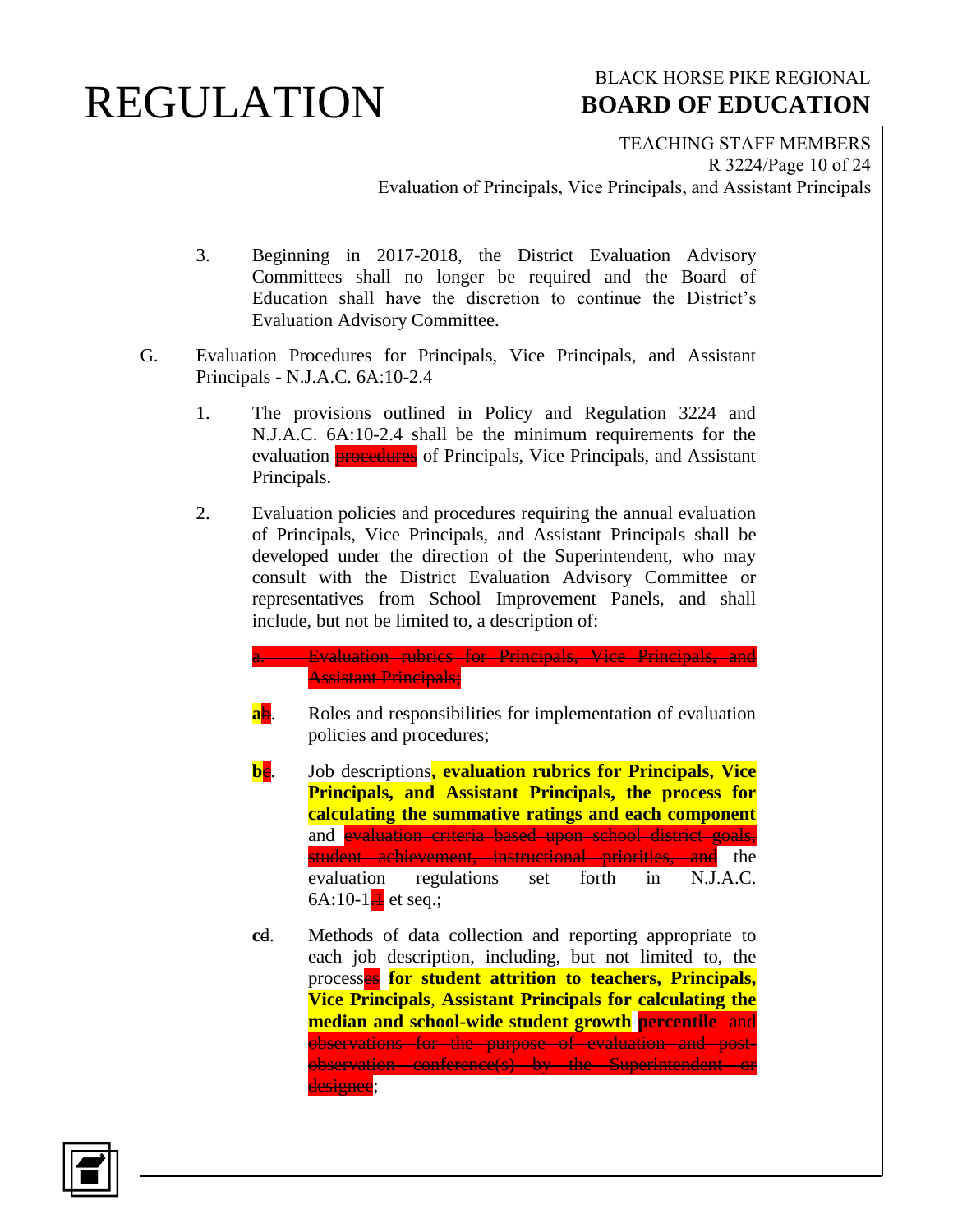3. Beginning in 2017-2018, the District Evaluation Advisory Committees shall no longer be required and the Board of Education shall have the discretion to continue the District's Evaluation Advisory Committee.

G. Evaluation Procedures for Principals, Vice Principals, and Assistant Principals - N.J.A.C. 6A:10-2.4

1. The provisions outlined in Policy and Regulation 3224 and N.J.A.C. 6A:10-2.4 shall be the minimum requirements for the evaluation ~~procedures~~ of Principals, Vice Principals, and Assistant Principals.

2. Evaluation policies and procedures requiring the annual evaluation of Principals, Vice Principals, and Assistant Principals shall be developed under the direction of the Superintendent, who may consult with the District Evaluation Advisory Committee or representatives from School Improvement Panels, and shall include, but not be limited to, a description of:

~~a. Evaluation rubrics for Principals, Vice Principals, and Assistant Principals;~~

**a**~~b~~. Roles and responsibilities for implementation of evaluation policies and procedures;

**b**~~c~~. Job descriptions**, evaluation rubrics for Principals, Vice Principals, and Assistant Principals, the process for calculating the summative ratings and each component** and ~~evaluation criteria based upon school district goals, student achievement, instructional priorities, and~~ the evaluation regulations set forth in N.J.A.C. 6A:10-1~~.1~~ et seq.;

**c**~~d~~. Methods of data collection and reporting appropriate to each job description, including, but not limited to, the process~~es~~ **for student attrition to teachers, Principals, Vice Principals**, **Assistant Principals for calculating the median and school-wide student growth** ~~**percentile** and observations for the purpose of evaluation and post-observation conference(s) by the Superintendent or designee~~;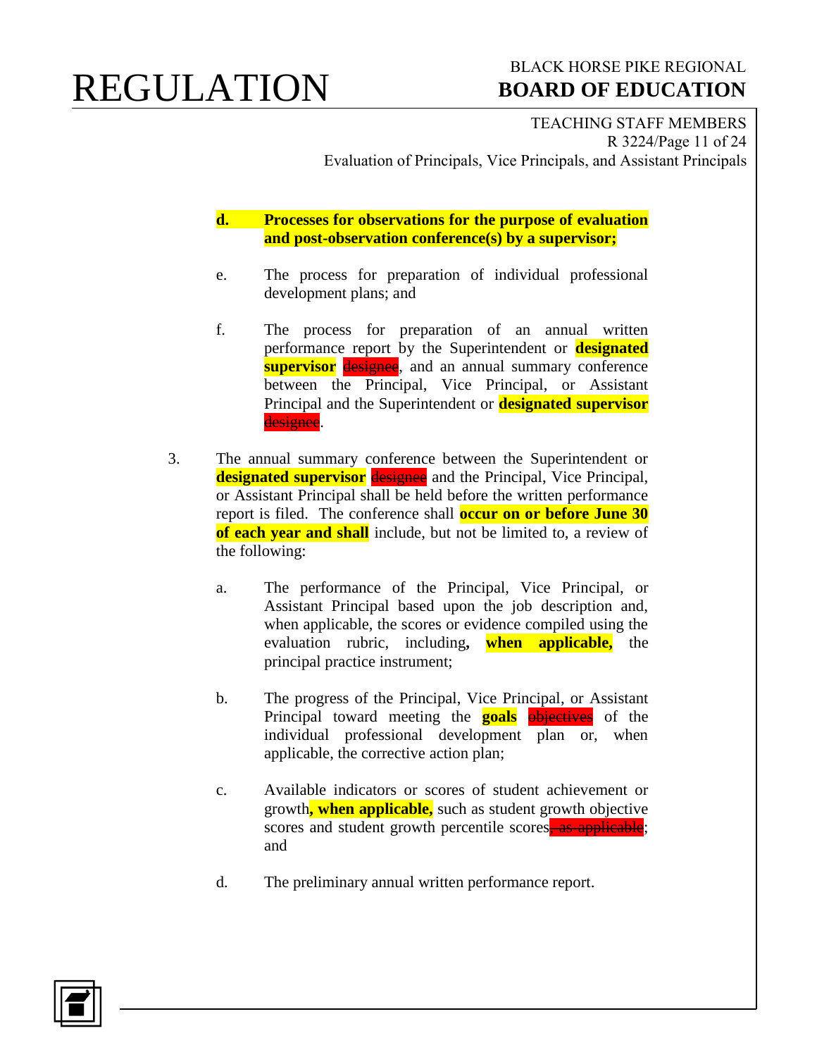d. **Processes for observations for the purpose of evaluation and post-observation conference(s) by a supervisor;**

e. The process for preparation of individual professional development plans; and

f. The process for preparation of an annual written performance report by the Superintendent or **designated supervisor** ~~designee~~, and an annual summary conference between the Principal, Vice Principal, or Assistant Principal and the Superintendent or **designated supervisor** ~~designee~~.

3. The annual summary conference between the Superintendent or **designated supervisor** ~~designee~~ and the Principal, Vice Principal, or Assistant Principal shall be held before the written performance report is filed. The conference shall **occur on or before June 30 of each year and shall** include, but not be limited to, a review of the following:

   a. The performance of the Principal, Vice Principal, or Assistant Principal based upon the job description and, when applicable, the scores or evidence compiled using the evaluation rubric, including**, when applicable,** the principal practice instrument;

   b. The progress of the Principal, Vice Principal, or Assistant Principal toward meeting the **goals** ~~objectives~~ of the individual professional development plan or, when applicable, the corrective action plan;

   c. Available indicators or scores of student achievement or growth**, when applicable,** such as student growth objective scores and student growth percentile scores~~, as applicable~~; and

   d. The preliminary annual written performance report.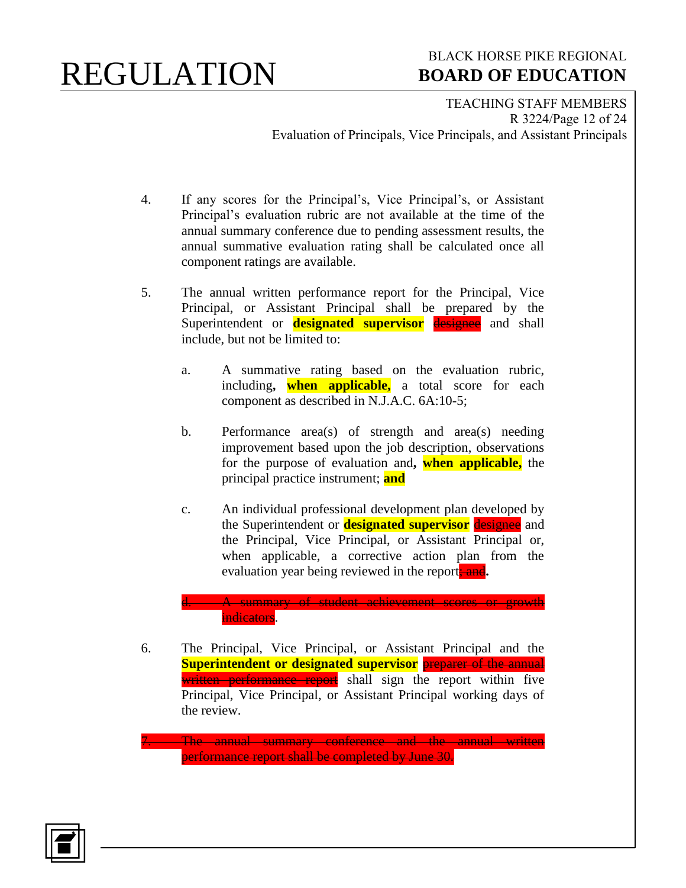4. If any scores for the Principal's, Vice Principal's, or Assistant Principal's evaluation rubric are not available at the time of the annual summary conference due to pending assessment results, the annual summative evaluation rating shall be calculated once all component ratings are available.

5. The annual written performance report for the Principal, Vice Principal, or Assistant Principal shall be prepared by the Superintendent or **designated supervisor** ~~designee~~ and shall include, but not be limited to:

   a. A summative rating based on the evaluation rubric, including**, when applicable,** a total score for each component as described in N.J.A.C. 6A:10-5;

   b. Performance area(s) of strength and area(s) needing improvement based upon the job description, observations for the purpose of evaluation and**, when applicable,** the principal practice instrument; **and**

   c. An individual professional development plan developed by the Superintendent or **designated supervisor** ~~designee~~ and the Principal, Vice Principal, or Assistant Principal or, when applicable, a corrective action plan from the evaluation year being reviewed in the report~~; and~~**.**

   ~~d. A summary of student achievement scores or growth indicators~~.

6. The Principal, Vice Principal, or Assistant Principal and the **Superintendent or designated supervisor** ~~preparer of the annual written performance report~~ shall sign the report within five Principal, Vice Principal, or Assistant Principal working days of the review.

~~7. The annual summary conference and the annual written performance report shall be completed by June 30.~~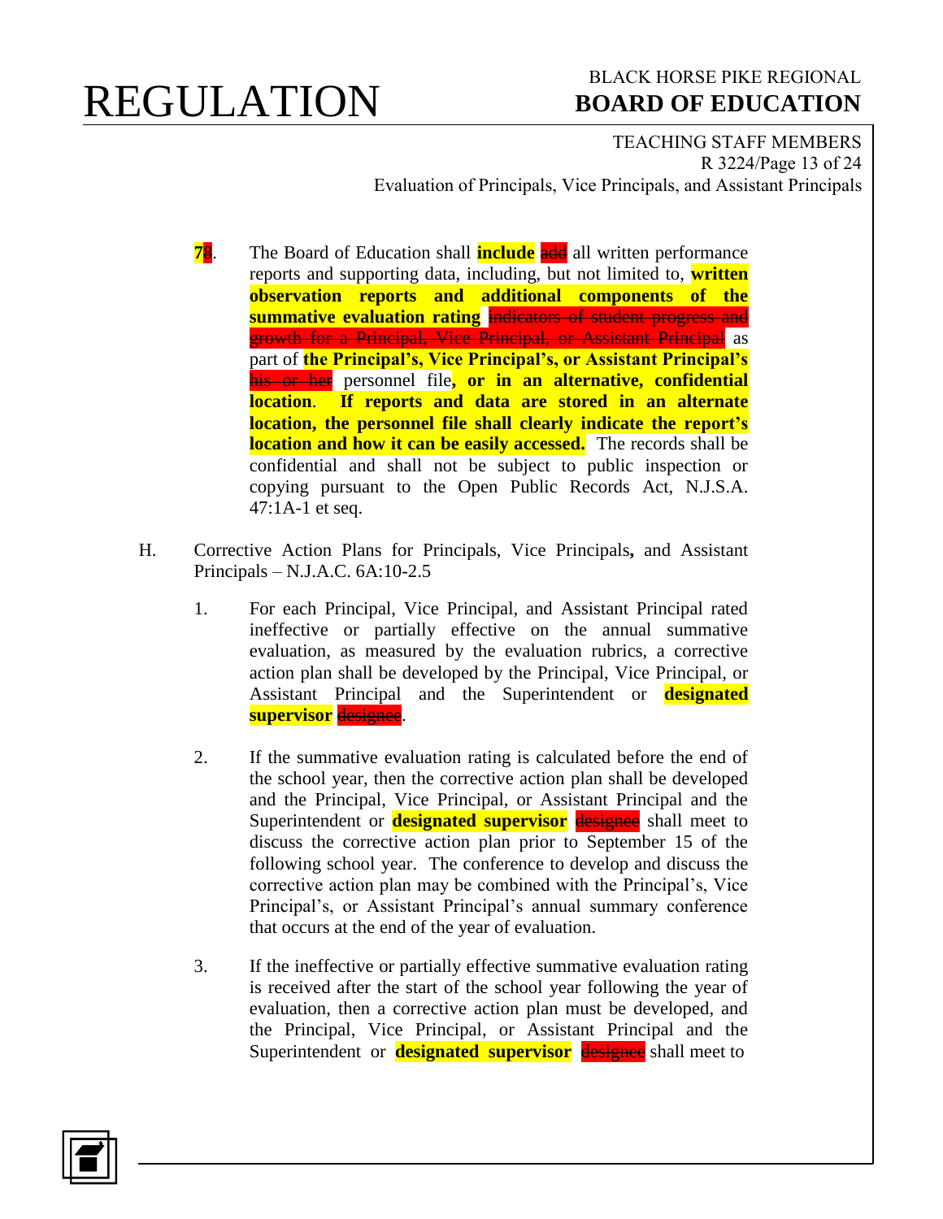78. The Board of Education shall **include** ~~add~~ all written performance reports and supporting data, including, but not limited to, **written observation reports and additional components of the summative evaluation rating** ~~indicators of student progress and growth for a Principal, Vice Principal, or Assistant Principal~~ as part of **the Principal's, Vice Principal's, or Assistant Principal's** ~~his or her~~ personnel file**, or in an alternative, confidential location**. **If reports and data are stored in an alternate location, the personnel file shall clearly indicate the report's location and how it can be easily accessed.** The records shall be confidential and shall not be subject to public inspection or copying pursuant to the Open Public Records Act, N.J.S.A. 47:1A-1 et seq.

H. Corrective Action Plans for Principals, Vice Principals**,** and Assistant Principals – N.J.A.C. 6A:10-2.5

1. For each Principal, Vice Principal, and Assistant Principal rated ineffective or partially effective on the annual summative evaluation, as measured by the evaluation rubrics, a corrective action plan shall be developed by the Principal, Vice Principal, or Assistant Principal and the Superintendent or **designated supervisor** ~~designee~~.

2. If the summative evaluation rating is calculated before the end of the school year, then the corrective action plan shall be developed and the Principal, Vice Principal, or Assistant Principal and the Superintendent or **designated supervisor** ~~designee~~ shall meet to discuss the corrective action plan prior to September 15 of the following school year. The conference to develop and discuss the corrective action plan may be combined with the Principal's, Vice Principal's, or Assistant Principal's annual summary conference that occurs at the end of the year of evaluation.

3. If the ineffective or partially effective summative evaluation rating is received after the start of the school year following the year of evaluation, then a corrective action plan must be developed, and the Principal, Vice Principal, or Assistant Principal and the Superintendent or **designated supervisor** ~~designee~~ shall meet to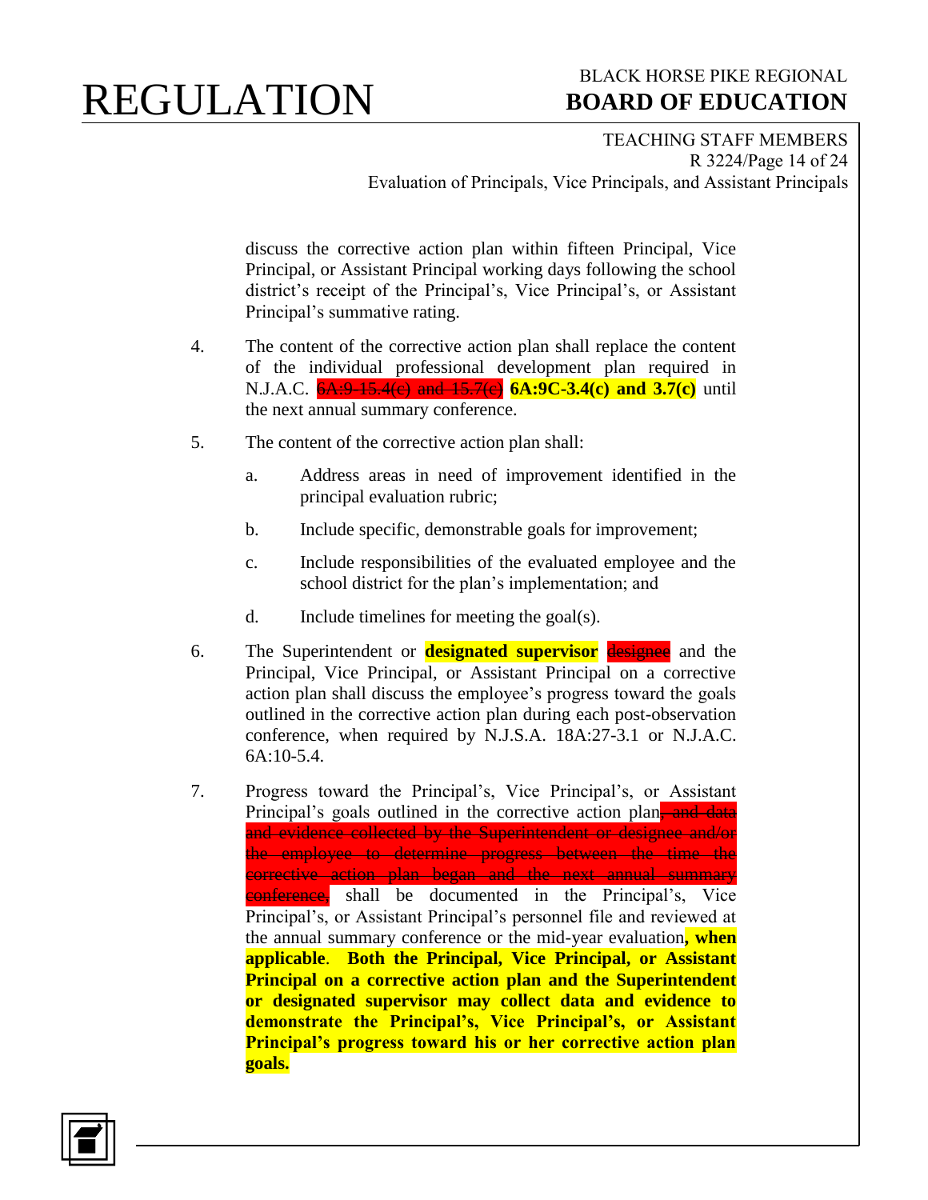discuss the corrective action plan within fifteen Principal, Vice Principal, or Assistant Principal working days following the school district's receipt of the Principal's, Vice Principal's, or Assistant Principal's summative rating.

4. The content of the corrective action plan shall replace the content of the individual professional development plan required in N.J.A.C. ~~6A:9-15.4(c) and 15.7(c)~~ **6A:9C-3.4(c) and 3.7(c)** until the next annual summary conference.

5. The content of the corrective action plan shall:

   a. Address areas in need of improvement identified in the principal evaluation rubric;

   b. Include specific, demonstrable goals for improvement;

   c. Include responsibilities of the evaluated employee and the school district for the plan's implementation; and

   d. Include timelines for meeting the goal(s).

6. The Superintendent or **designated supervisor** ~~designee~~ and the Principal, Vice Principal, or Assistant Principal on a corrective action plan shall discuss the employee's progress toward the goals outlined in the corrective action plan during each post-observation conference, when required by N.J.S.A. 18A:27-3.1 or N.J.A.C. 6A:10-5.4.

7. Progress toward the Principal's, Vice Principal's, or Assistant Principal's goals outlined in the corrective action plan~~, and data and evidence collected by the Superintendent or designee and/or the employee to determine progress between the time the corrective action plan began and the next annual summary conference,~~ shall be documented in the Principal's, Vice Principal's, or Assistant Principal's personnel file and reviewed at the annual summary conference or the mid-year evaluation**, when applicable**. **Both the Principal, Vice Principal, or Assistant Principal on a corrective action plan and the Superintendent or designated supervisor may collect data and evidence to demonstrate the Principal's, Vice Principal's, or Assistant Principal's progress toward his or her corrective action plan goals.**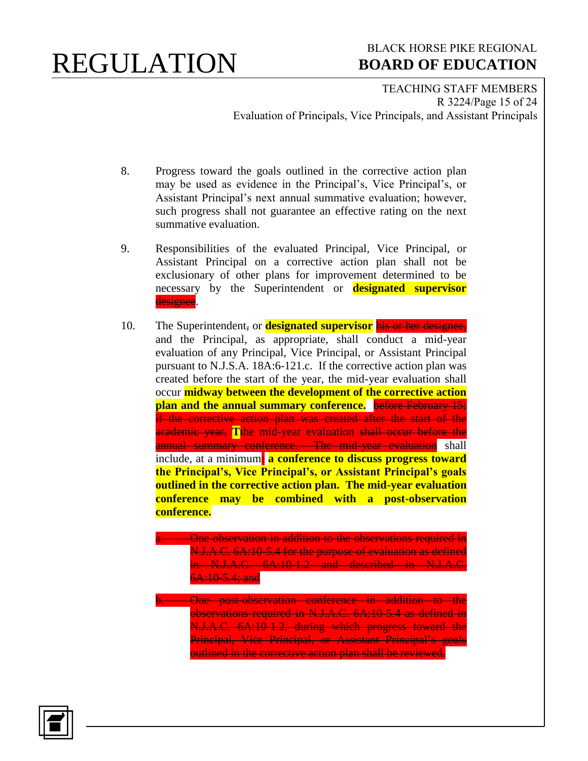8. Progress toward the goals outlined in the corrective action plan may be used as evidence in the Principal's, Vice Principal's, or Assistant Principal's next annual summative evaluation; however, such progress shall not guarantee an effective rating on the next summative evaluation.

9. Responsibilities of the evaluated Principal, Vice Principal, or Assistant Principal on a corrective action plan shall not be exclusionary of other plans for improvement determined to be necessary by the Superintendent or **designated supervisor** ~~designee~~.

10. The Superintendent~~,~~ or **designated supervisor** ~~his or her designee,~~ and the Principal, as appropriate, shall conduct a mid-year evaluation of any Principal, Vice Principal, or Assistant Principal pursuant to N.J.S.A. 18A:6-121.c. If the corrective action plan was created before the start of the year, the mid-year evaluation shall occur **midway between the development of the corrective action plan and the annual summary conference.** ~~before February 15; if the corrective action plan was created after the start of the academic year,~~ **T**~~t~~he mid-year evaluation ~~shall occur before the annual summary conference. The mid-year evaluation~~ shall include, at a minimum~~:~~ **a conference to discuss progress toward the Principal's, Vice Principal's, or Assistant Principal's goals outlined in the corrective action plan. The mid-year evaluation conference may be combined with a post-observation conference.**

    ~~a. One observation in addition to the observations required in N.J.A.C. 6A:10-5.4 for the purpose of evaluation as defined in N.J.A.C. 6A:10-1.2 and described in N.J.A.C. 6A:10-5.4; and~~

    ~~b. One post-observation conference in addition to the observations required in N.J.A.C. 6A:10-5.4 as defined in N.J.A.C. 6A:10-1.2, during which progress toward the Principal, Vice Principal, or Assistant Principal's goals outlined in the corrective action plan shall be reviewed.~~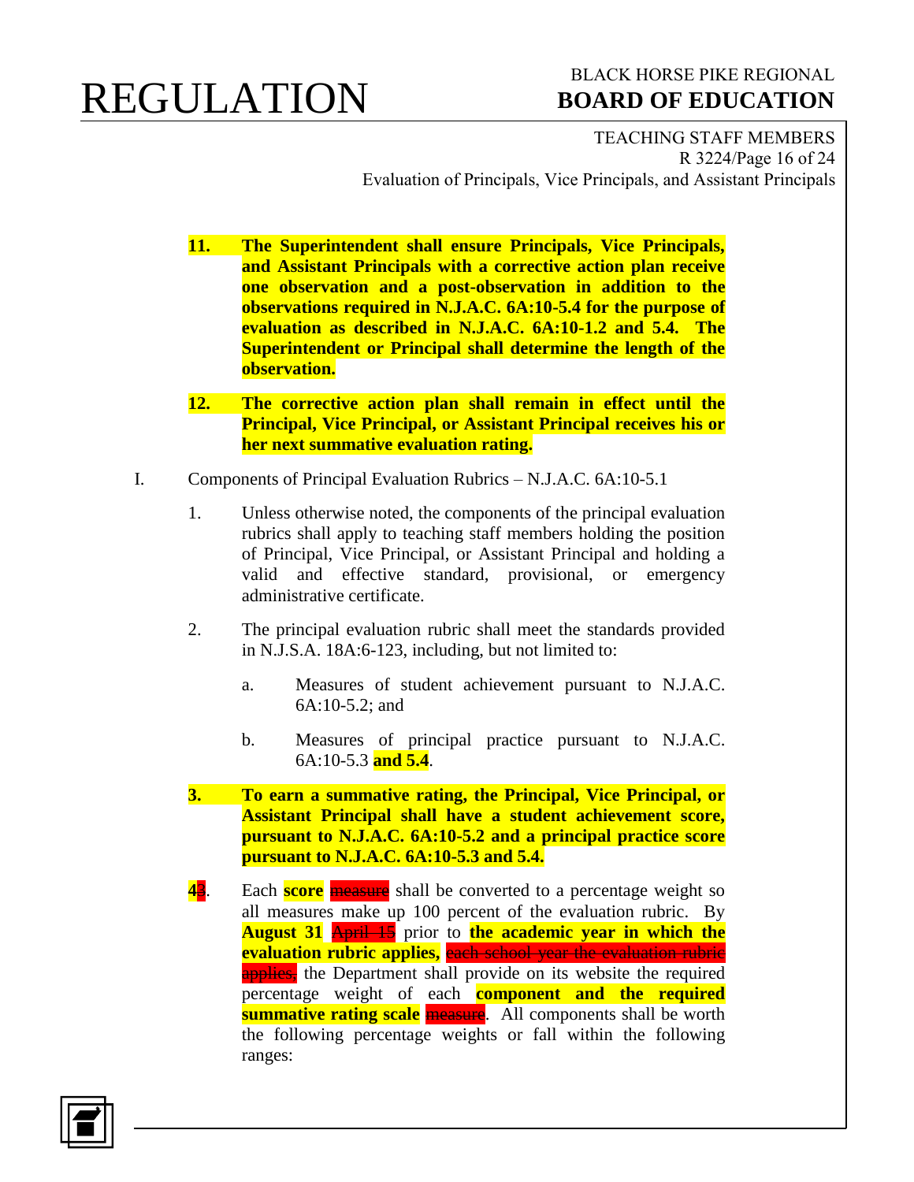11. **The Superintendent shall ensure Principals, Vice Principals, and Assistant Principals with a corrective action plan receive one observation and a post-observation in addition to the observations required in N.J.A.C. 6A:10-5.4 for the purpose of evaluation as described in N.J.A.C. 6A:10-1.2 and 5.4. The Superintendent or Principal shall determine the length of the observation.**

12. **The corrective action plan shall remain in effect until the Principal, Vice Principal, or Assistant Principal receives his or her next summative evaluation rating.**

I. Components of Principal Evaluation Rubrics – N.J.A.C. 6A:10-5.1

1. Unless otherwise noted, the components of the principal evaluation rubrics shall apply to teaching staff members holding the position of Principal, Vice Principal, or Assistant Principal and holding a valid and effective standard, provisional, or emergency administrative certificate.

2. The principal evaluation rubric shall meet the standards provided in N.J.S.A. 18A:6-123, including, but not limited to:

   a. Measures of student achievement pursuant to N.J.A.C. 6A:10-5.2; and

   b. Measures of principal practice pursuant to N.J.A.C. 6A:10-5.3 **and 5.4**.

3. **To earn a summative rating, the Principal, Vice Principal, or Assistant Principal shall have a student achievement score, pursuant to N.J.A.C. 6A:10-5.2 and a principal practice score pursuant to N.J.A.C. 6A:10-5.3 and 5.4.**

**4**~~3~~. Each **score** ~~measure~~ shall be converted to a percentage weight so all measures make up 100 percent of the evaluation rubric. By **August 31** ~~April 15~~ prior to **the academic year in which the evaluation rubric applies,** ~~each school year the evaluation rubric applies,~~ the Department shall provide on its website the required percentage weight of each **component and the required summative rating scale** ~~measure~~. All components shall be worth the following percentage weights or fall within the following ranges: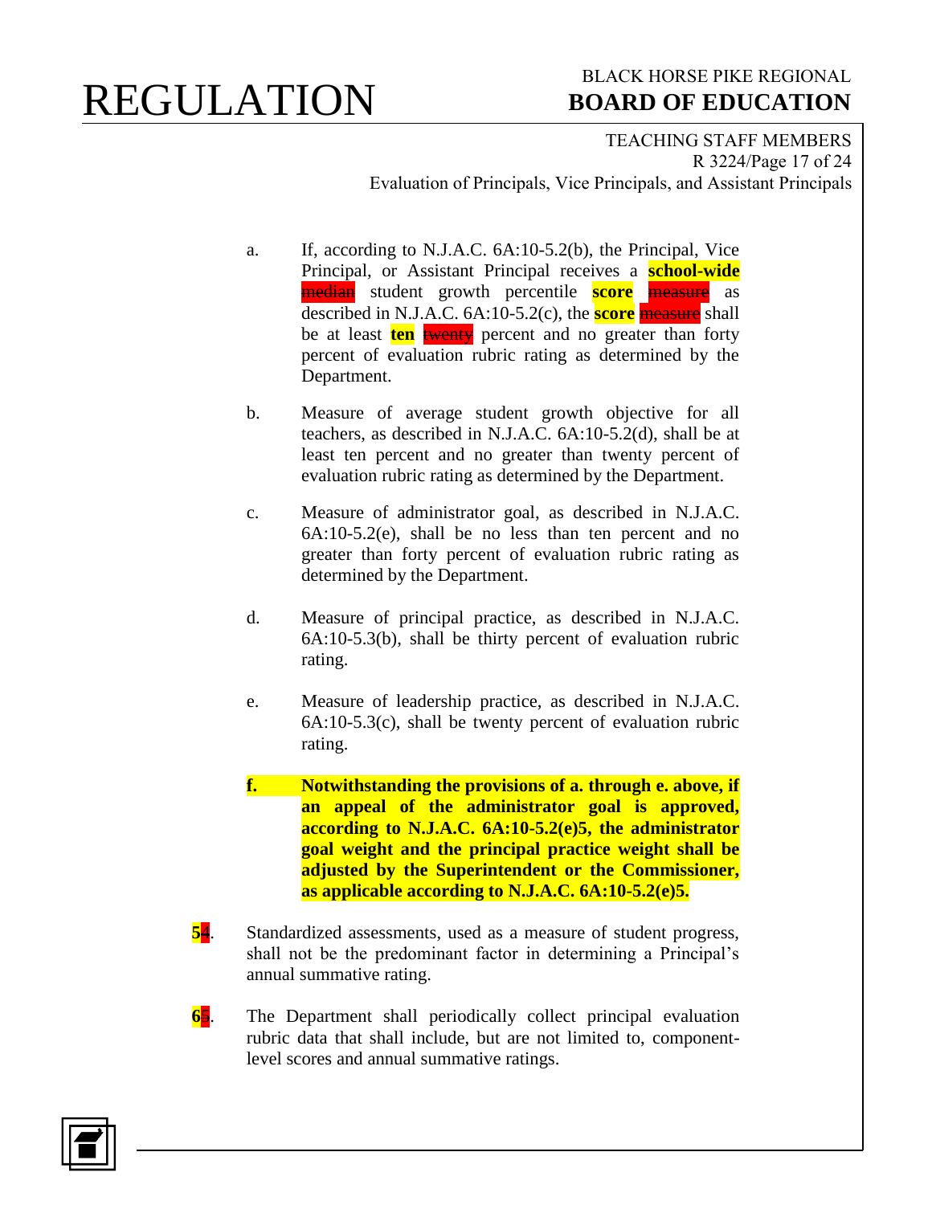a. If, according to N.J.A.C. 6A:10-5.2(b), the Principal, Vice Principal, or Assistant Principal receives a **school-wide** ~~median~~ student growth percentile **score** ~~measure~~ as described in N.J.A.C. 6A:10-5.2(c), the **score** ~~measure~~ shall be at least **ten** ~~twenty~~ percent and no greater than forty percent of evaluation rubric rating as determined by the Department.

b. Measure of average student growth objective for all teachers, as described in N.J.A.C. 6A:10-5.2(d), shall be at least ten percent and no greater than twenty percent of evaluation rubric rating as determined by the Department.

c. Measure of administrator goal, as described in N.J.A.C. 6A:10-5.2(e), shall be no less than ten percent and no greater than forty percent of evaluation rubric rating as determined by the Department.

d. Measure of principal practice, as described in N.J.A.C. 6A:10-5.3(b), shall be thirty percent of evaluation rubric rating.

e. Measure of leadership practice, as described in N.J.A.C. 6A:10-5.3(c), shall be twenty percent of evaluation rubric rating.

**f. Notwithstanding the provisions of a. through e. above, if an appeal of the administrator goal is approved, according to N.J.A.C. 6A:10-5.2(e)5, the administrator goal weight and the principal practice weight shall be adjusted by the Superintendent or the Commissioner, as applicable according to N.J.A.C. 6A:10-5.2(e)5.**

**5**~~4~~. Standardized assessments, used as a measure of student progress, shall not be the predominant factor in determining a Principal's annual summative rating.

**6**~~5~~. The Department shall periodically collect principal evaluation rubric data that shall include, but are not limited to, component-level scores and annual summative ratings.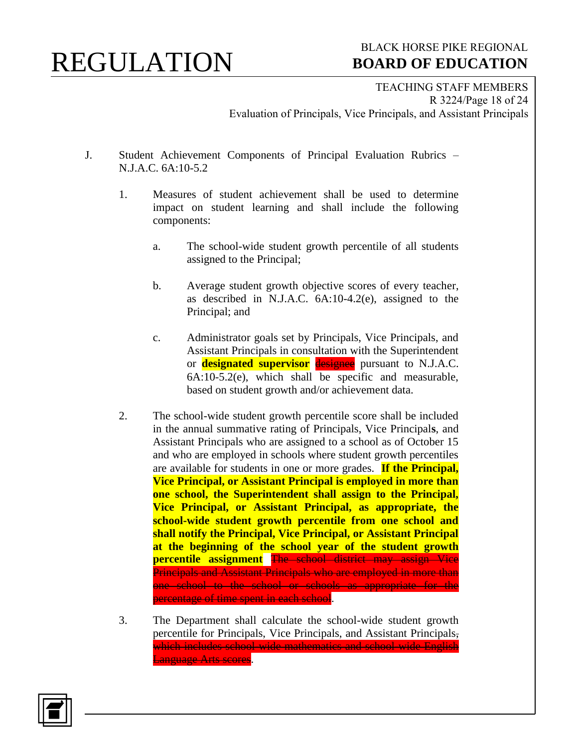J. Student Achievement Components of Principal Evaluation Rubrics – N.J.A.C. 6A:10-5.2

1. Measures of student achievement shall be used to determine impact on student learning and shall include the following components:

   a. The school-wide student growth percentile of all students assigned to the Principal;

   b. Average student growth objective scores of every teacher, as described in N.J.A.C. 6A:10-4.2(e), assigned to the Principal; and

   c. Administrator goals set by Principals, Vice Principals, and Assistant Principals in consultation with the Superintendent or **designated supervisor** ~~designee~~ pursuant to N.J.A.C. 6A:10-5.2(e), which shall be specific and measurable, based on student growth and/or achievement data.

2. The school-wide student growth percentile score shall be included in the annual summative rating of Principals, Vice Principals, and Assistant Principals who are assigned to a school as of October 15 and who are employed in schools where student growth percentiles are available for students in one or more grades. **If the Principal, Vice Principal, or Assistant Principal is employed in more than one school, the Superintendent shall assign to the Principal, Vice Principal, or Assistant Principal, as appropriate, the school-wide student growth percentile from one school and shall notify the Principal, Vice Principal, or Assistant Principal at the beginning of the school year of the student growth percentile assignment** ~~The school district may assign Vice Principals and Assistant Principals who are employed in more than one school to the school or schools as appropriate for the percentage of time spent in each school~~.

3. The Department shall calculate the school-wide student growth percentile for Principals, Vice Principals, and Assistant Principals~~, which includes school-wide mathematics and school-wide English Language Arts scores~~.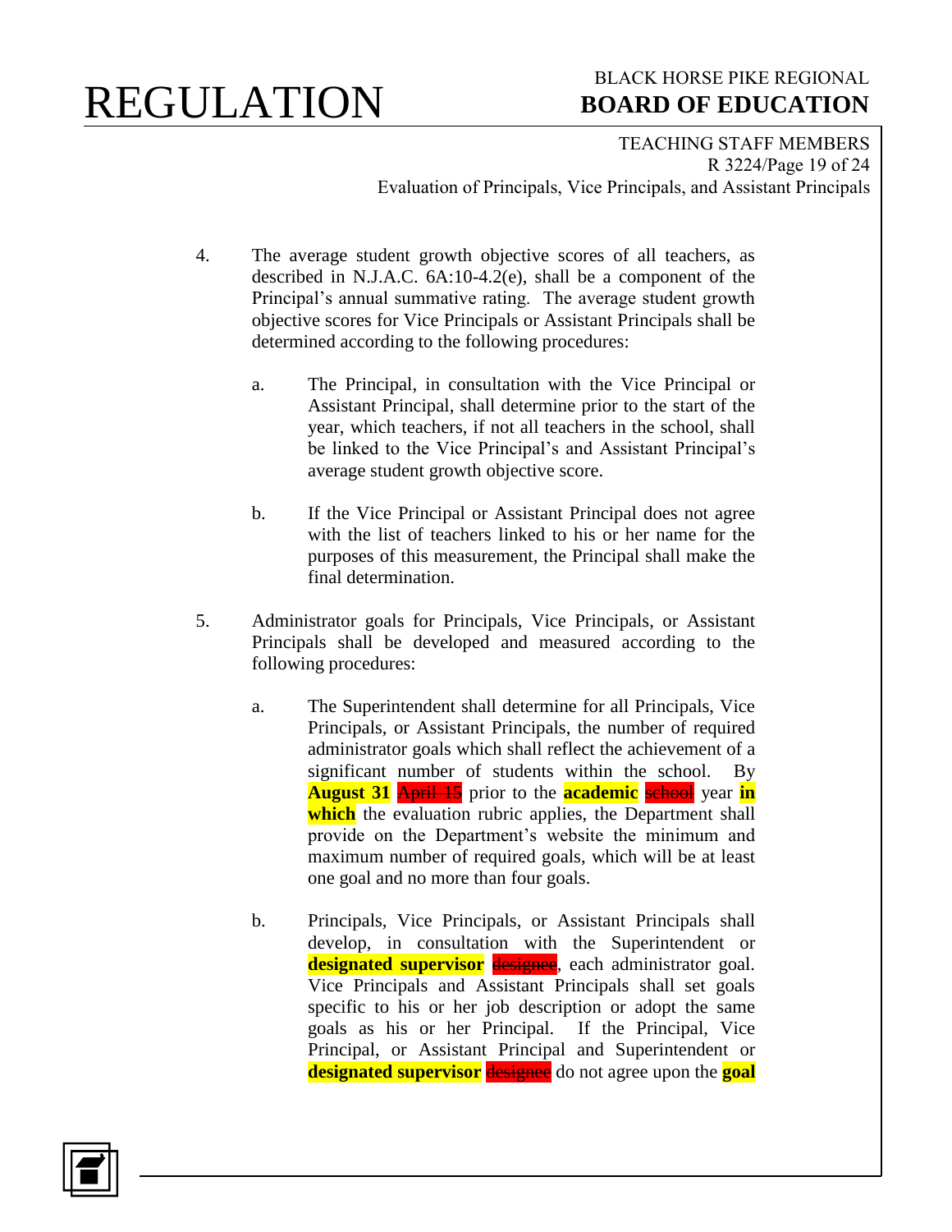4. The average student growth objective scores of all teachers, as described in N.J.A.C. 6A:10-4.2(e), shall be a component of the Principal's annual summative rating. The average student growth objective scores for Vice Principals or Assistant Principals shall be determined according to the following procedures:

   a. The Principal, in consultation with the Vice Principal or Assistant Principal, shall determine prior to the start of the year, which teachers, if not all teachers in the school, shall be linked to the Vice Principal's and Assistant Principal's average student growth objective score.

   b. If the Vice Principal or Assistant Principal does not agree with the list of teachers linked to his or her name for the purposes of this measurement, the Principal shall make the final determination.

5. Administrator goals for Principals, Vice Principals, or Assistant Principals shall be developed and measured according to the following procedures:

   a. The Superintendent shall determine for all Principals, Vice Principals, or Assistant Principals, the number of required administrator goals which shall reflect the achievement of a significant number of students within the school. By **August 31** ~~April 15~~ prior to the **academic** ~~school~~ year **in which** the evaluation rubric applies, the Department shall provide on the Department's website the minimum and maximum number of required goals, which will be at least one goal and no more than four goals.

   b. Principals, Vice Principals, or Assistant Principals shall develop, in consultation with the Superintendent or **designated supervisor** ~~designee~~, each administrator goal. Vice Principals and Assistant Principals shall set goals specific to his or her job description or adopt the same goals as his or her Principal. If the Principal, Vice Principal, or Assistant Principal and Superintendent or **designated supervisor** ~~designee~~ do not agree upon the **goal**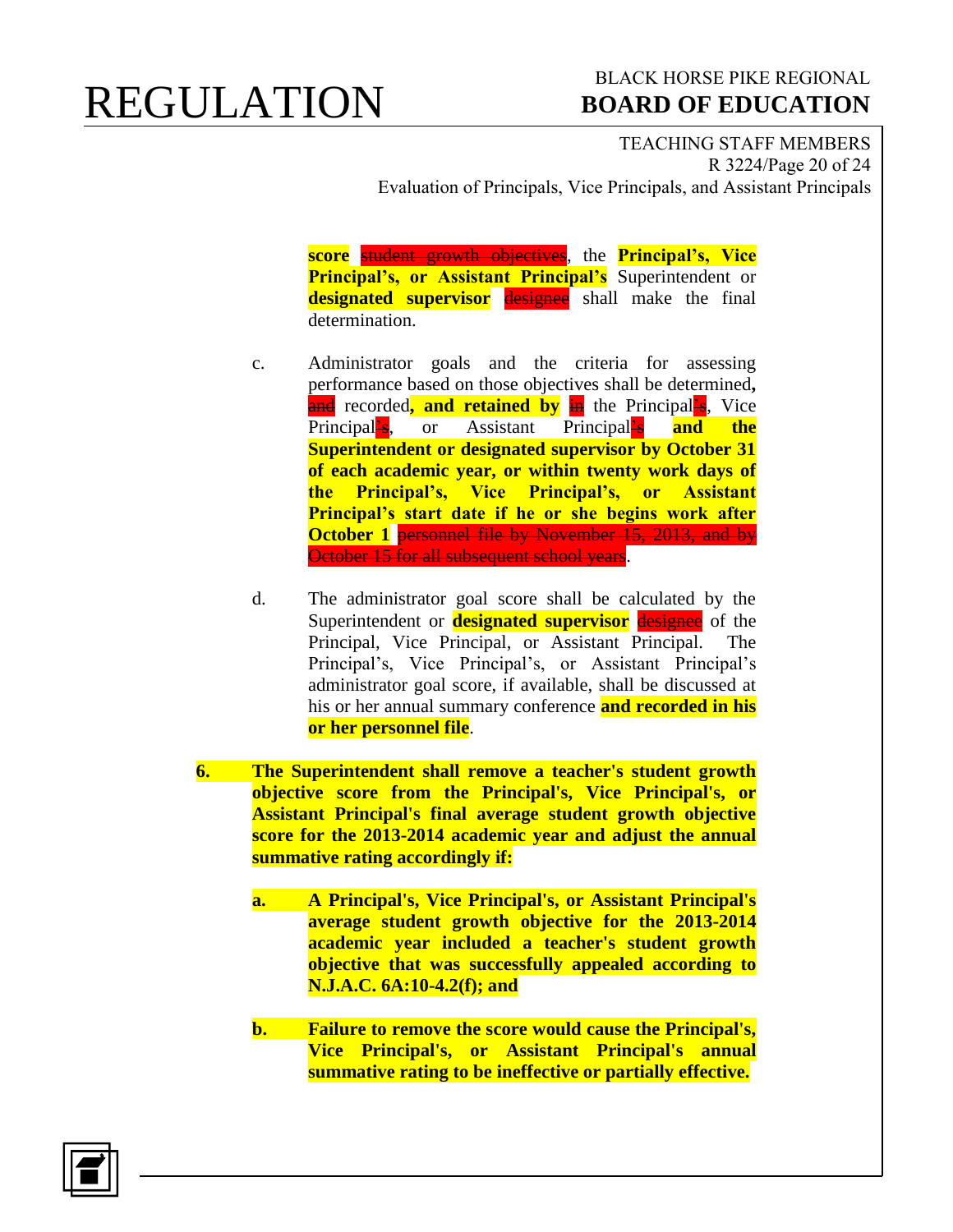**score** ~~student growth objectives~~, the **Principal's, Vice Principal's, or Assistant Principal's** Superintendent or **designated supervisor** ~~designee~~ shall make the final determination.

c. Administrator goals and the criteria for assessing performance based on those objectives shall be determined**,** ~~and~~ recorded**, and retained by** ~~in~~ the Principal~~'s~~, Vice Principal~~'s~~, or Assistant Principal~~'s~~ **and the Superintendent or designated supervisor by October 31 of each academic year, or within twenty work days of the Principal's, Vice Principal's, or Assistant Principal's start date if he or she begins work after October 1** ~~personnel file by November 15, 2013, and by October 15 for all subsequent school years~~.

d. The administrator goal score shall be calculated by the Superintendent or **designated supervisor** ~~designee~~ of the Principal, Vice Principal, or Assistant Principal. The Principal's, Vice Principal's, or Assistant Principal's administrator goal score, if available, shall be discussed at his or her annual summary conference **and recorded in his or her personnel file**.

**6. The Superintendent shall remove a teacher's student growth objective score from the Principal's, Vice Principal's, or Assistant Principal's final average student growth objective score for the 2013-2014 academic year and adjust the annual summative rating accordingly if:**

**a. A Principal's, Vice Principal's, or Assistant Principal's average student growth objective for the 2013-2014 academic year included a teacher's student growth objective that was successfully appealed according to N.J.A.C. 6A:10-4.2(f); and**

**b. Failure to remove the score would cause the Principal's, Vice Principal's, or Assistant Principal's annual summative rating to be ineffective or partially effective.**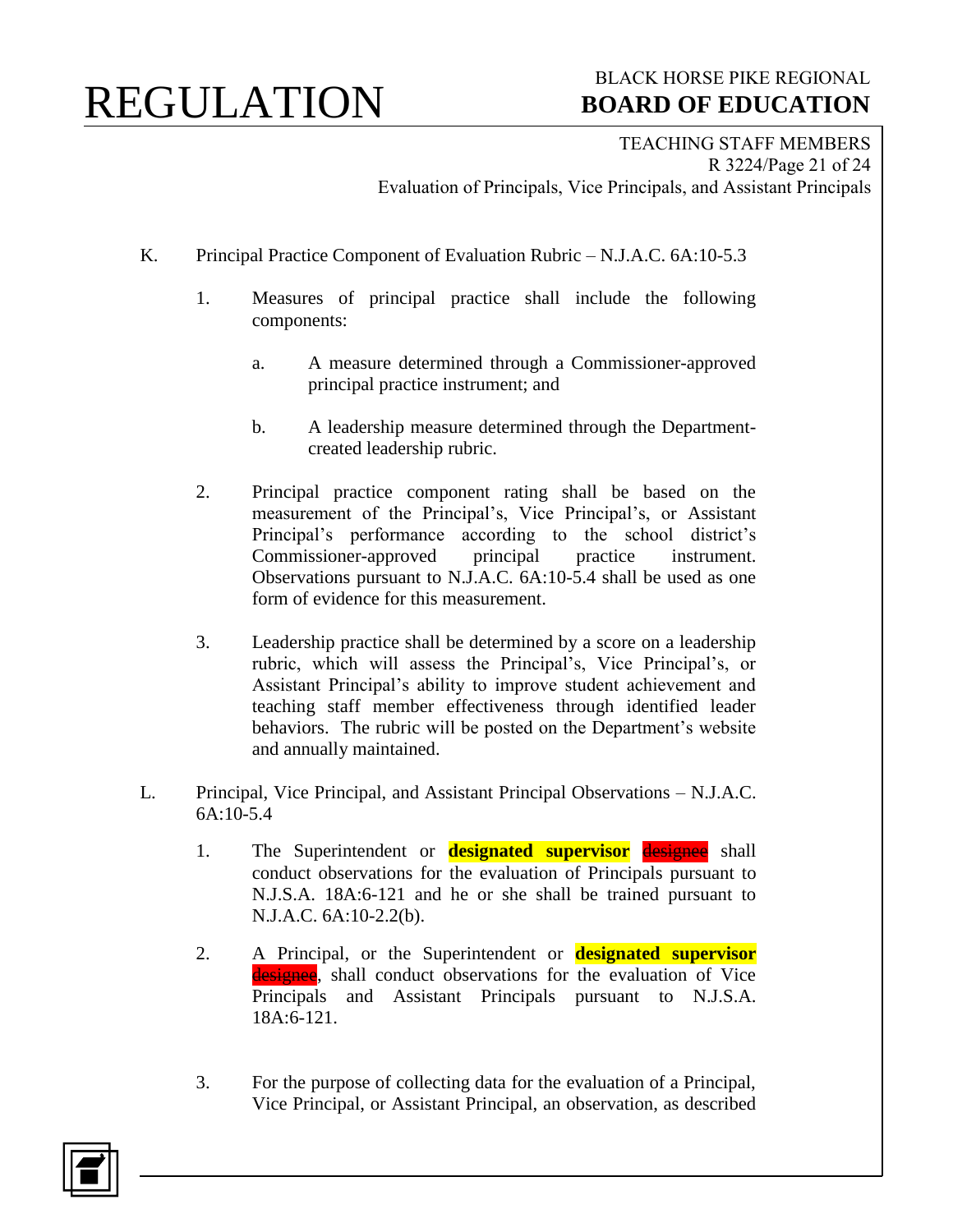K. Principal Practice Component of Evaluation Rubric – N.J.A.C. 6A:10-5.3

1. Measures of principal practice shall include the following components:

   a. A measure determined through a Commissioner-approved principal practice instrument; and

   b. A leadership measure determined through the Department-created leadership rubric.

2. Principal practice component rating shall be based on the measurement of the Principal's, Vice Principal's, or Assistant Principal's performance according to the school district's Commissioner-approved principal practice instrument. Observations pursuant to N.J.A.C. 6A:10-5.4 shall be used as one form of evidence for this measurement.

3. Leadership practice shall be determined by a score on a leadership rubric, which will assess the Principal's, Vice Principal's, or Assistant Principal's ability to improve student achievement and teaching staff member effectiveness through identified leader behaviors. The rubric will be posted on the Department's website and annually maintained.

L. Principal, Vice Principal, and Assistant Principal Observations – N.J.A.C. 6A:10-5.4

1. The Superintendent or **designated supervisor** ~~designee~~ shall conduct observations for the evaluation of Principals pursuant to N.J.S.A. 18A:6-121 and he or she shall be trained pursuant to N.J.A.C. 6A:10-2.2(b).

2. A Principal, or the Superintendent or **designated supervisor** ~~designee~~, shall conduct observations for the evaluation of Vice Principals and Assistant Principals pursuant to N.J.S.A. 18A:6-121.

3. For the purpose of collecting data for the evaluation of a Principal, Vice Principal, or Assistant Principal, an observation, as described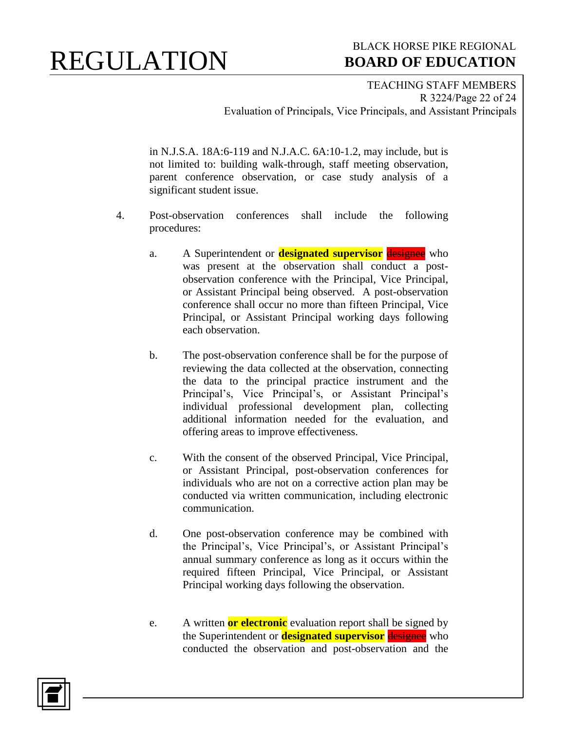in N.J.S.A. 18A:6-119 and N.J.A.C. 6A:10-1.2, may include, but is not limited to: building walk-through, staff meeting observation, parent conference observation, or case study analysis of a significant student issue.

4. Post-observation conferences shall include the following procedures:

   a. A Superintendent or **designated supervisor** ~~designee~~ who was present at the observation shall conduct a post-observation conference with the Principal, Vice Principal, or Assistant Principal being observed. A post-observation conference shall occur no more than fifteen Principal, Vice Principal, or Assistant Principal working days following each observation.

   b. The post-observation conference shall be for the purpose of reviewing the data collected at the observation, connecting the data to the principal practice instrument and the Principal's, Vice Principal's, or Assistant Principal's individual professional development plan, collecting additional information needed for the evaluation, and offering areas to improve effectiveness.

   c. With the consent of the observed Principal, Vice Principal, or Assistant Principal, post-observation conferences for individuals who are not on a corrective action plan may be conducted via written communication, including electronic communication.

   d. One post-observation conference may be combined with the Principal's, Vice Principal's, or Assistant Principal's annual summary conference as long as it occurs within the required fifteen Principal, Vice Principal, or Assistant Principal working days following the observation.

   e. A written **or electronic** evaluation report shall be signed by the Superintendent or **designated supervisor** ~~designee~~ who conducted the observation and post-observation and the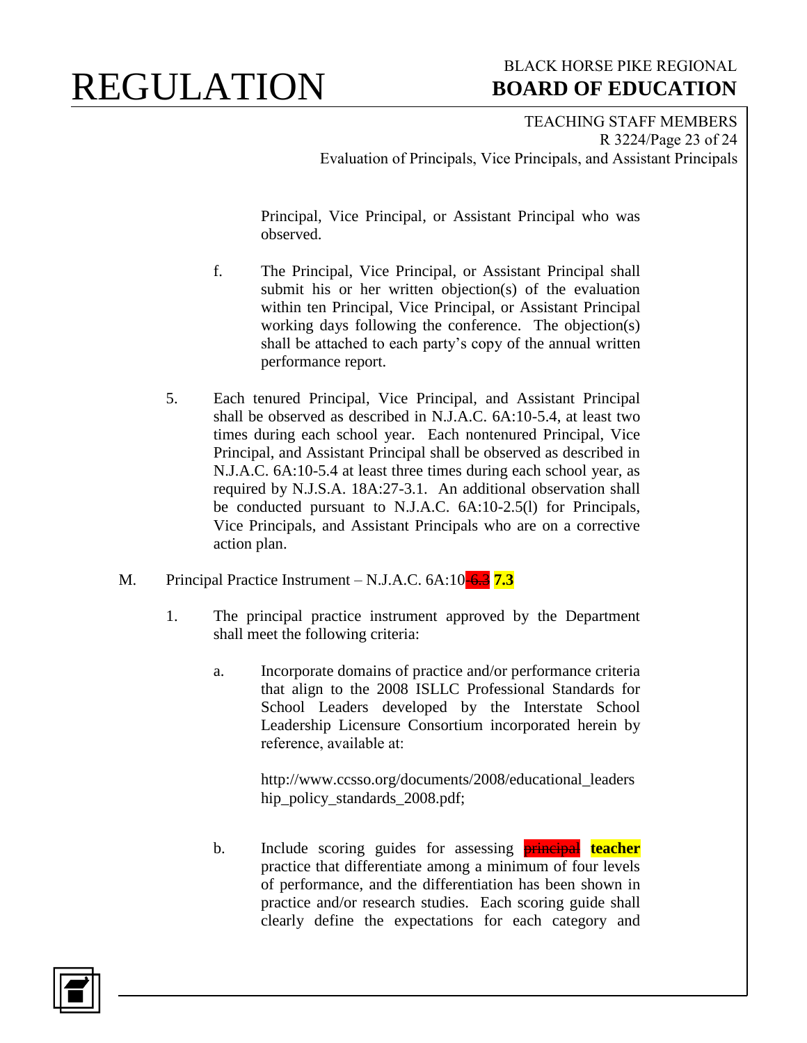Principal, Vice Principal, or Assistant Principal who was observed.

f. The Principal, Vice Principal, or Assistant Principal shall submit his or her written objection(s) of the evaluation within ten Principal, Vice Principal, or Assistant Principal working days following the conference. The objection(s) shall be attached to each party's copy of the annual written performance report.

5. Each tenured Principal, Vice Principal, and Assistant Principal shall be observed as described in N.J.A.C. 6A:10-5.4, at least two times during each school year. Each nontenured Principal, Vice Principal, and Assistant Principal shall be observed as described in N.J.A.C. 6A:10-5.4 at least three times during each school year, as required by N.J.S.A. 18A:27-3.1. An additional observation shall be conducted pursuant to N.J.A.C. 6A:10-2.5(l) for Principals, Vice Principals, and Assistant Principals who are on a corrective action plan.

M. Principal Practice Instrument – N.J.A.C. 6A:10~~-6.3~~ **7.3**

1. The principal practice instrument approved by the Department shall meet the following criteria:

a. Incorporate domains of practice and/or performance criteria that align to the 2008 ISLLC Professional Standards for School Leaders developed by the Interstate School Leadership Licensure Consortium incorporated herein by reference, available at:

http://www.ccsso.org/documents/2008/educational_leadership_policy_standards_2008.pdf;

b. Include scoring guides for assessing ~~principal~~ **teacher** practice that differentiate among a minimum of four levels of performance, and the differentiation has been shown in practice and/or research studies. Each scoring guide shall clearly define the expectations for each category and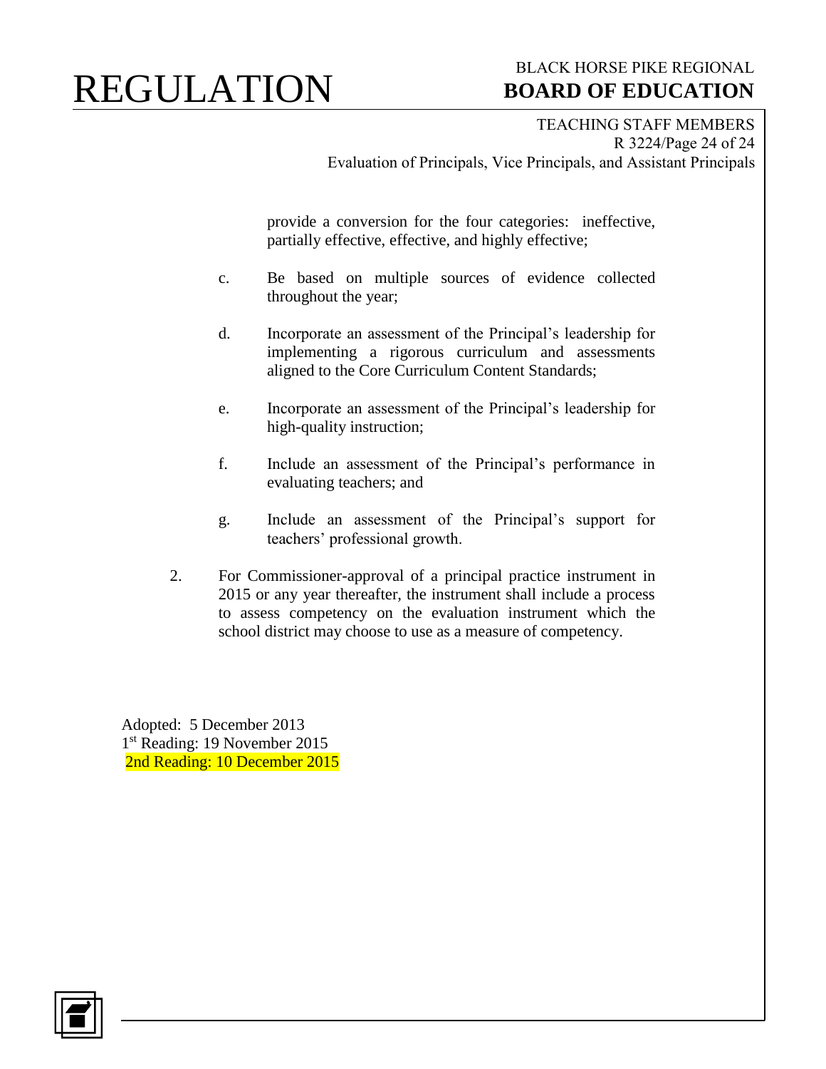provide a conversion for the four categories: ineffective, partially effective, effective, and highly effective;

c. Be based on multiple sources of evidence collected throughout the year;

d. Incorporate an assessment of the Principal's leadership for implementing a rigorous curriculum and assessments aligned to the Core Curriculum Content Standards;

e. Incorporate an assessment of the Principal's leadership for high-quality instruction;

f. Include an assessment of the Principal's performance in evaluating teachers; and

g. Include an assessment of the Principal's support for teachers' professional growth.

2. For Commissioner-approval of a principal practice instrument in 2015 or any year thereafter, the instrument shall include a process to assess competency on the evaluation instrument which the school district may choose to use as a measure of competency.

Adopted: 5 December 2013
1st Reading: 19 November 2015
2nd Reading: 10 December 2015